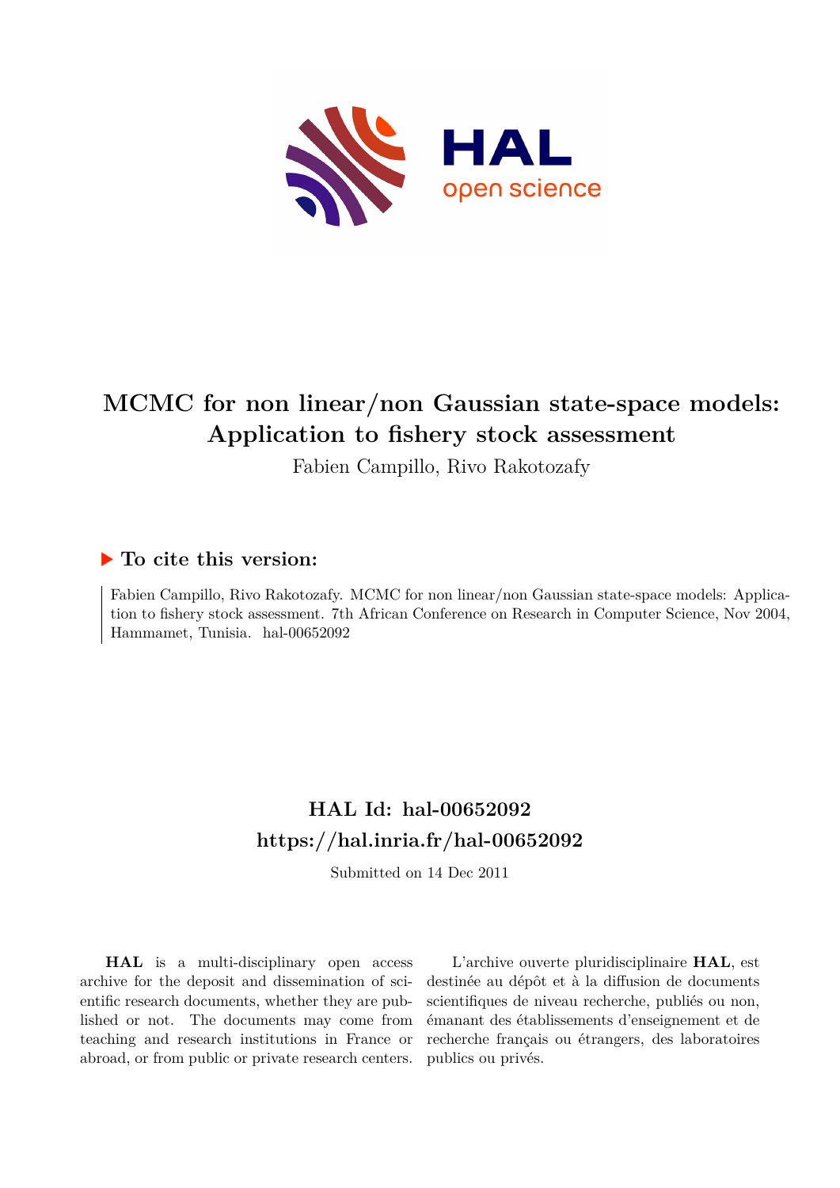# MCMC for non linear/non Gaussian state-space models: Application to fishery stock assessment

Fabien Campillo, Rivo Rakotozafy

## ▶ To cite this version:

Fabien Campillo, Rivo Rakotozafy. MCMC for non linear/non Gaussian state-space models: Application to fishery stock assessment. 7th African Conference on Research in Computer Science, Nov 2004, Hammamet, Tunisia. hal-00652092

## HAL Id: hal-00652092
## https://hal.inria.fr/hal-00652092

Submitted on 14 Dec 2011

**HAL** is a multi-disciplinary open access archive for the deposit and dissemination of scientific research documents, whether they are published or not. The documents may come from teaching and research institutions in France or abroad, or from public or private research centers.

L'archive ouverte pluridisciplinaire **HAL**, est destinée au dépôt et à la diffusion de documents scientifiques de niveau recherche, publiés ou non, émanant des établissements d'enseignement et de recherche français ou étrangers, des laboratoires publics ou privés.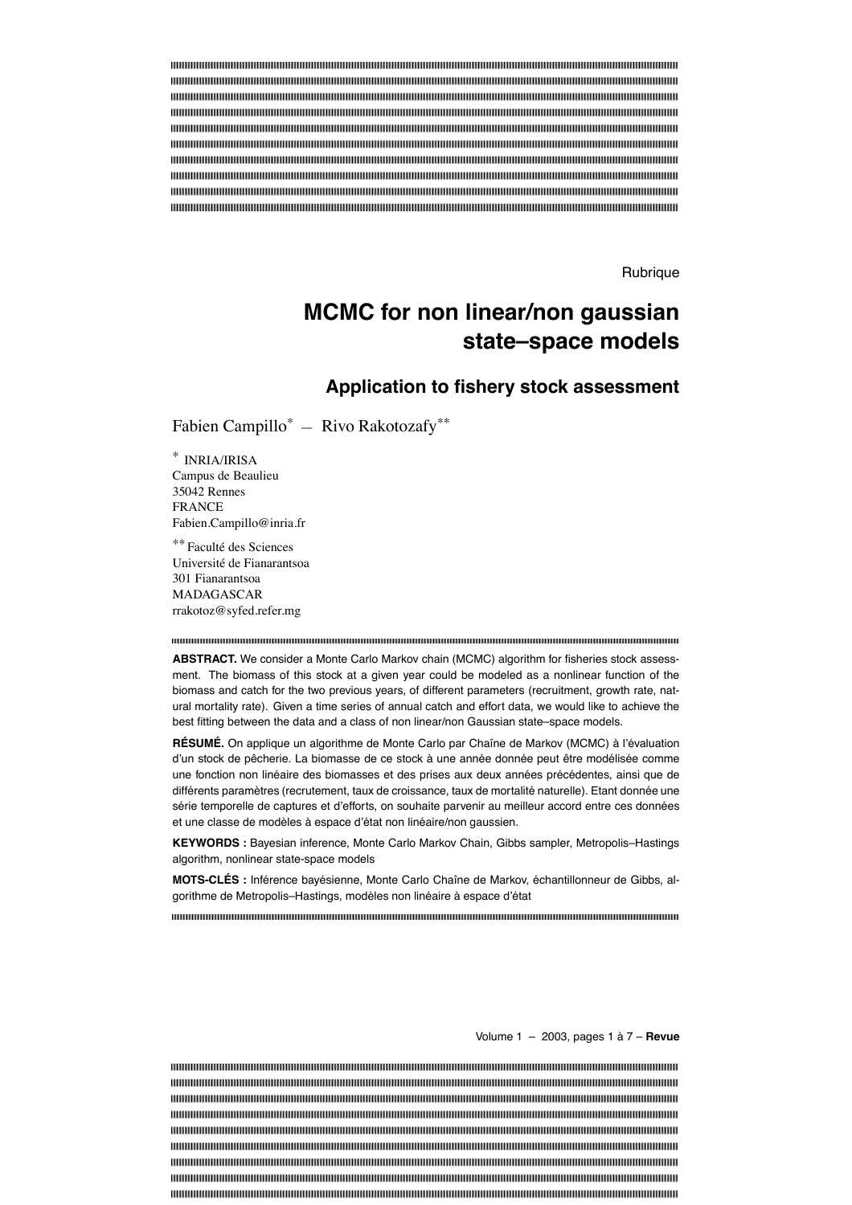Rubrique

# MCMC for non linear/non gaussian state–space models

## Application to fishery stock assessment

Fabien Campillo[*] — Rivo Rakotozafy[**]

[*] INRIA/IRISA
Campus de Beaulieu
35042 Rennes
FRANCE
Fabien.Campillo@inria.fr

[**] Faculté des Sciences
Université de Fianarantsoa
301 Fianarantsoa
MADAGASCAR
rrakotoz@syfed.refer.mg

**ABSTRACT.** We consider a Monte Carlo Markov chain (MCMC) algorithm for fisheries stock assessment. The biomass of this stock at a given year could be modeled as a nonlinear function of the biomass and catch for the two previous years, of different parameters (recruitment, growth rate, natural mortality rate). Given a time series of annual catch and effort data, we would like to achieve the best fitting between the data and a class of non linear/non Gaussian state–space models.

**RÉSUMÉ.** On applique un algorithme de Monte Carlo par Chaîne de Markov (MCMC) à l'évaluation d'un stock de pêcherie. La biomasse de ce stock à une année donnée peut être modélisée comme une fonction non linéaire des biomasses et des prises aux deux années précédentes, ainsi que de différents paramètres (recrutement, taux de croissance, taux de mortalité naturelle). Etant donnée une série temporelle de captures et d'efforts, on souhaite parvenir au meilleur accord entre ces données et une classe de modèles à espace d'état non linéaire/non gaussien.

**KEYWORDS :** Bayesian inference, Monte Carlo Markov Chain, Gibbs sampler, Metropolis–Hastings algorithm, nonlinear state-space models

**MOTS-CLÉS :** Inférence bayésienne, Monte Carlo Chaîne de Markov, échantillonneur de Gibbs, algorithme de Metropolis–Hastings, modèles non linéaire à espace d'état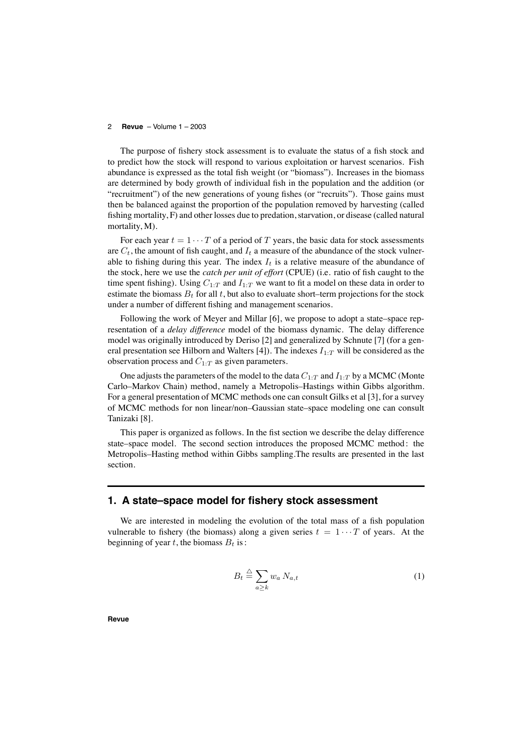The purpose of fishery stock assessment is to evaluate the status of a fish stock and to predict how the stock will respond to various exploitation or harvest scenarios. Fish abundance is expressed as the total fish weight (or "biomass"). Increases in the biomass are determined by body growth of individual fish in the population and the addition (or "recruitment") of the new generations of young fishes (or "recruits"). Those gains must then be balanced against the proportion of the population removed by harvesting (called fishing mortality, F) and other losses due to predation, starvation, or disease (called natural mortality, M).

For each year $t = 1 \cdots T$ of a period of $T$ years, the basic data for stock assessments are $C_t$, the amount of fish caught, and $I_t$ a measure of the abundance of the stock vulnerable to fishing during this year. The index $I_t$ is a relative measure of the abundance of the stock, here we use the *catch per unit of effort* (CPUE) (i.e. ratio of fish caught to the time spent fishing). Using $C_{1:T}$ and $I_{1:T}$ we want to fit a model on these data in order to estimate the biomass $B_t$ for all $t$, but also to evaluate short–term projections for the stock under a number of different fishing and management scenarios.

Following the work of Meyer and Millar [6], we propose to adopt a state–space representation of a *delay difference* model of the biomass dynamic. The delay difference model was originally introduced by Deriso [2] and generalized by Schnute [7] (for a general presentation see Hilborn and Walters [4]). The indexes $I_{1:T}$ will be considered as the observation process and $C_{1:T}$ as given parameters.

One adjusts the parameters of the model to the data $C_{1:T}$ and $I_{1:T}$ by a MCMC (Monte Carlo–Markov Chain) method, namely a Metropolis–Hastings within Gibbs algorithm. For a general presentation of MCMC methods one can consult Gilks et al [3], for a survey of MCMC methods for non linear/non–Gaussian state–space modeling one can consult Tanizaki [8].

This paper is organized as follows. In the fist section we describe the delay difference state–space model. The second section introduces the proposed MCMC method: the Metropolis–Hasting method within Gibbs sampling.The results are presented in the last section.

## 1. A state–space model for fishery stock assessment

We are interested in modeling the evolution of the total mass of a fish population vulnerable to fishery (the biomass) along a given series $t = 1 \cdots T$ of years. At the beginning of year $t$, the biomass $B_t$ is:

$$B_t \stackrel{\triangle}{=} \sum_{a \geq k} w_a \, N_{a,t} \tag{1}$$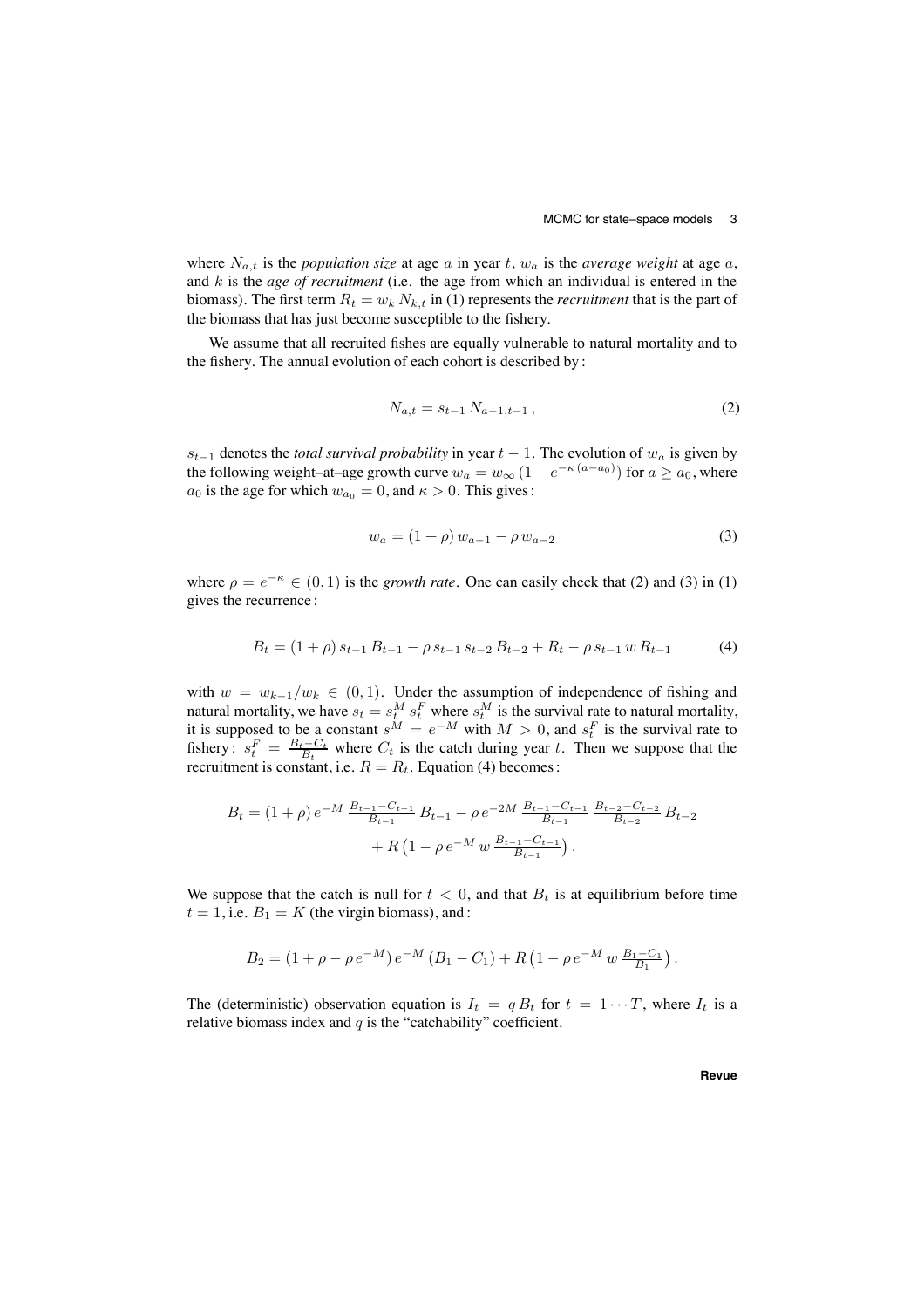where $N_{a,t}$ is the *population size* at age $a$ in year $t$, $w_a$ is the *average weight* at age $a$, and $k$ is the *age of recruitment* (i.e. the age from which an individual is entered in the biomass). The first term $R_t = w_k\, N_{k,t}$ in (1) represents the *recruitment* that is the part of the biomass that has just become susceptible to the fishery.

We assume that all recruited fishes are equally vulnerable to natural mortality and to the fishery. The annual evolution of each cohort is described by :

$$N_{a,t} = s_{t-1}\, N_{a-1,t-1}\,, \tag{2}$$

$s_{t-1}$ denotes the *total survival probability* in year $t-1$. The evolution of $w_a$ is given by the following weight–at–age growth curve $w_a = w_\infty\,(1 - e^{-\kappa\,(a-a_0)})$ for $a \geq a_0$, where $a_0$ is the age for which $w_{a_0} = 0$, and $\kappa > 0$. This gives :

$$w_a = (1+\rho)\, w_{a-1} - \rho\, w_{a-2} \tag{3}$$

where $\rho = e^{-\kappa} \in (0,1)$ is the *growth rate*. One can easily check that (2) and (3) in (1) gives the recurrence :

$$B_t = (1+\rho)\, s_{t-1}\, B_{t-1} - \rho\, s_{t-1}\, s_{t-2}\, B_{t-2} + R_t - \rho\, s_{t-1}\, w\, R_{t-1} \tag{4}$$

with $w = w_{k-1}/w_k \in (0,1)$. Under the assumption of independence of fishing and natural mortality, we have $s_t = s_t^M\, s_t^F$ where $s_t^M$ is the survival rate to natural mortality, it is supposed to be a constant $s^M = e^{-M}$ with $M > 0$, and $s_t^F$ is the survival rate to fishery : $s_t^F = \frac{B_t - C_t}{B_t}$ where $C_t$ is the catch during year $t$. Then we suppose that the recruitment is constant, i.e. $R = R_t$. Equation (4) becomes :

$$\begin{aligned} B_t = (1+\rho)\, e^{-M}\, \tfrac{B_{t-1}-C_{t-1}}{B_{t-1}}\, B_{t-1} - \rho\, e^{-2M}\, \tfrac{B_{t-1}-C_{t-1}}{B_{t-1}}\, \tfrac{B_{t-2}-C_{t-2}}{B_{t-2}}\, B_{t-2} \\ + R\left(1 - \rho\, e^{-M}\, w\, \tfrac{B_{t-1}-C_{t-1}}{B_{t-1}}\right). \end{aligned}$$

We suppose that the catch is null for $t < 0$, and that $B_t$ is at equilibrium before time $t = 1$, i.e. $B_1 = K$ (the virgin biomass), and :

$$B_2 = (1 + \rho - \rho\, e^{-M})\, e^{-M}\, (B_1 - C_1) + R\left(1 - \rho\, e^{-M}\, w\, \tfrac{B_1 - C_1}{B_1}\right).$$

The (deterministic) observation equation is $I_t = q\, B_t$ for $t = 1 \cdots T$, where $I_t$ is a relative biomass index and $q$ is the "catchability" coefficient.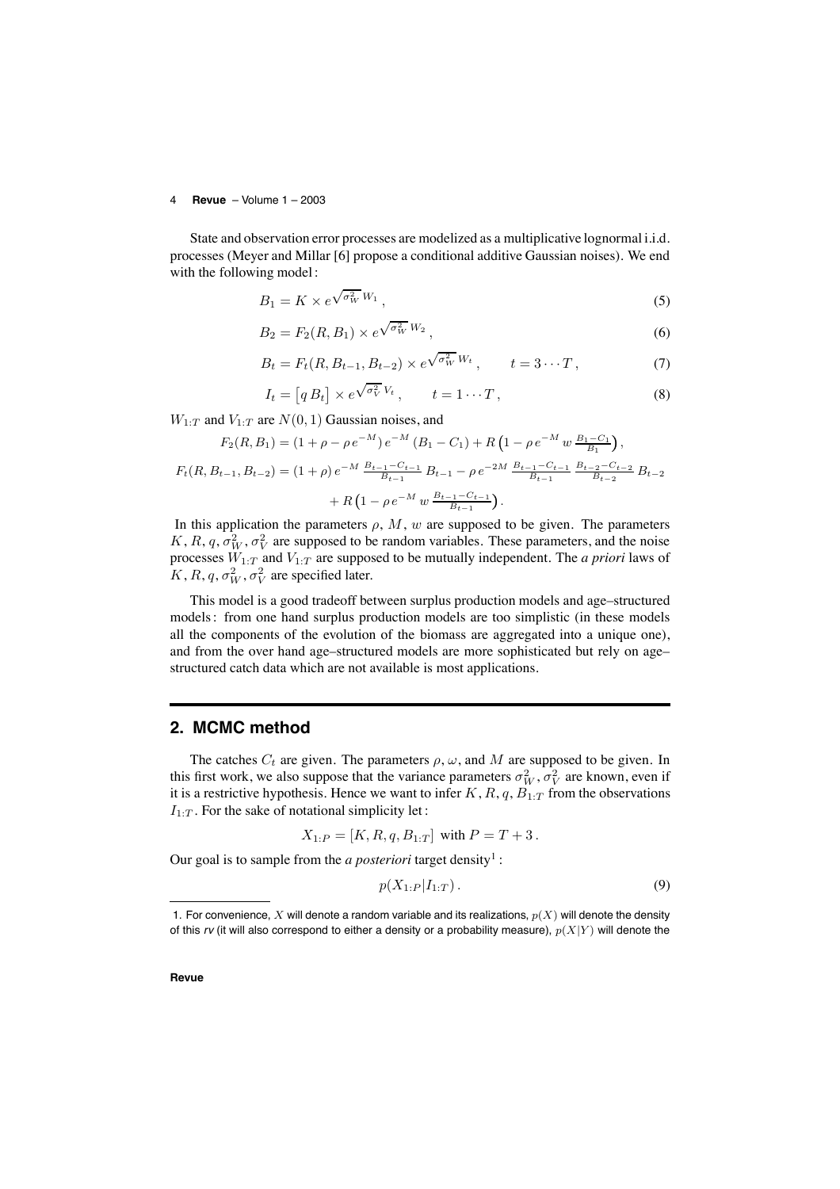State and observation error processes are modelized as a multiplicative lognormal i.i.d. processes (Meyer and Millar [6] propose a conditional additive Gaussian noises). We end with the following model :

$$B_1 = K \times e^{\sqrt{\sigma_W^2}\, W_1}\,, \tag{5}$$

$$B_2 = F_2(R, B_1) \times e^{\sqrt{\sigma_W^2}\, W_2}\,, \tag{6}$$

$$B_t = F_t(R, B_{t-1}, B_{t-2}) \times e^{\sqrt{\sigma_W^2}\, W_t}\,, \qquad t = 3 \cdots T\,, \tag{7}$$

$$I_t = \big[q\, B_t\big] \times e^{\sqrt{\sigma_V^2}\, V_t}\,, \qquad t = 1 \cdots T\,, \tag{8}$$

$W_{1:T}$ and $V_{1:T}$ are $N(0,1)$ Gaussian noises, and

$$F_2(R, B_1) = (1 + \rho - \rho\, e^{-M})\, e^{-M}\, (B_1 - C_1) + R\, \big(1 - \rho\, e^{-M}\, w\, \tfrac{B_1 - C_1}{B_1}\big)\,,$$

$$F_t(R, B_{t-1}, B_{t-2}) = (1 + \rho)\, e^{-M}\, \tfrac{B_{t-1} - C_{t-1}}{B_{t-1}}\, B_{t-1} - \rho\, e^{-2M}\, \tfrac{B_{t-1} - C_{t-1}}{B_{t-1}}\, \tfrac{B_{t-2} - C_{t-2}}{B_{t-2}}\, B_{t-2} + R\, \big(1 - \rho\, e^{-M}\, w\, \tfrac{B_{t-1} - C_{t-1}}{B_{t-1}}\big)\,.$$

In this application the parameters $\rho$, $M$, $w$ are supposed to be given. The parameters $K, R, q, \sigma_W^2, \sigma_V^2$ are supposed to be random variables. These parameters, and the noise processes $W_{1:T}$ and $V_{1:T}$ are supposed to be mutually independent. The *a priori* laws of $K, R, q, \sigma_W^2, \sigma_V^2$ are specified later.

This model is a good tradeoff between surplus production models and age–structured models : from one hand surplus production models are too simplistic (in these models all the components of the evolution of the biomass are aggregated into a unique one), and from the over hand age–structured models are more sophisticated but rely on age–structured catch data which are not available is most applications.

## 2. MCMC method

The catches $C_t$ are given. The parameters $\rho, \omega$, and $M$ are supposed to be given. In this first work, we also suppose that the variance parameters $\sigma_W^2, \sigma_V^2$ are known, even if it is a restrictive hypothesis. Hence we want to infer $K, R, q, B_{1:T}$ from the observations $I_{1:T}$. For the sake of notational simplicity let :

$$X_{1:P} = [K, R, q, B_{1:T}] \ \text{ with } P = T + 3\,.$$

Our goal is to sample from the *a posteriori* target density[1] :

$$p(X_{1:P} | I_{1:T})\,. \tag{9}$$

1. For convenience, $X$ will denote a random variable and its realizations, $p(X)$ will denote the density of this *rv* (it will also correspond to either a density or a probability measure), $p(X|Y)$ will denote the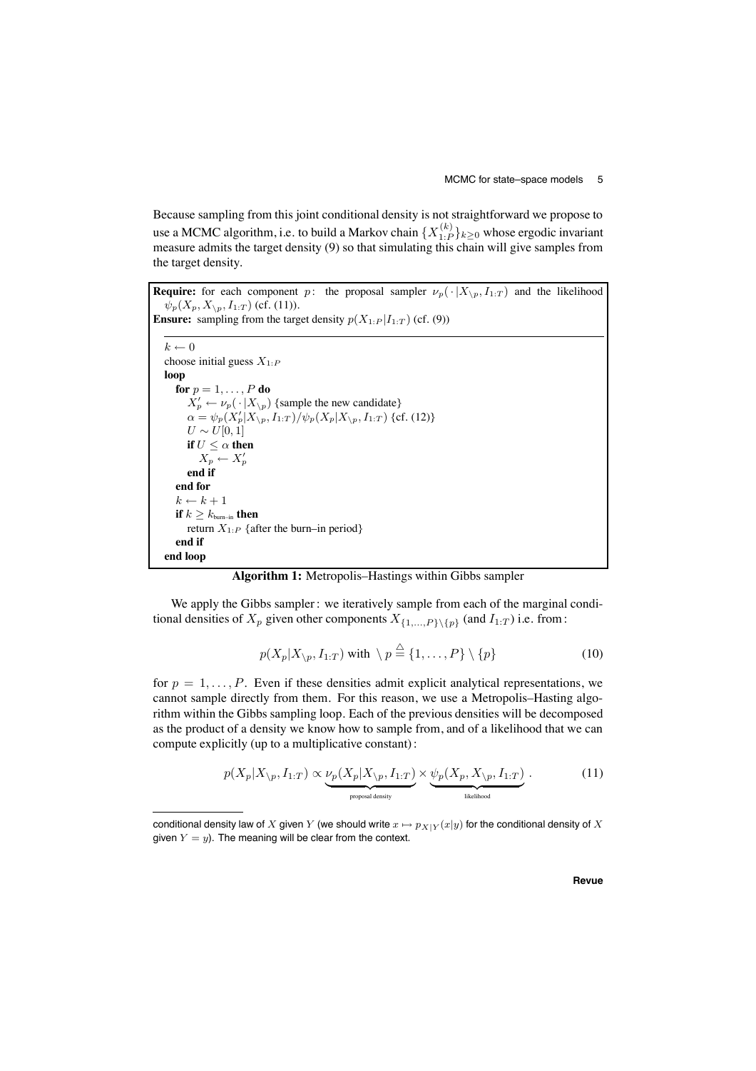Because sampling from this joint conditional density is not straightforward we propose to use a MCMC algorithm, i.e. to build a Markov chain $\{X_{1:P}^{(k)}\}_{k\geq 0}$ whose ergodic invariant measure admits the target density (9) so that simulating this chain will give samples from the target density.

```
Require: for each component p: the proposal sampler ν_p( · |X_\p, I_1:T) and the likelihood
  ψ_p(X_p, X_\p, I_1:T) (cf. (11)).
Ensure: sampling from the target density p(X_1:P | I_1:T) (cf. (9))

k ← 0
choose initial guess X_1:P
loop
  for p = 1, ..., P do
    X'_p ← ν_p( · |X_\p) {sample the new candidate}
    α = ψ_p(X'_p | X_\p, I_1:T) / ψ_p(X_p | X_\p, I_1:T) {cf. (12)}
    U ~ U[0, 1]
    if U ≤ α then
      X_p ← X'_p
    end if
  end for
  k ← k + 1
  if k ≥ k_burn-in then
    return X_1:P {after the burn–in period}
  end if
end loop
```

**Algorithm 1:** Metropolis–Hastings within Gibbs sampler

We apply the Gibbs sampler : we iteratively sample from each of the marginal conditional densities of $X_p$ given other components $X_{\{1,\dots,P\}\setminus\{p\}}$ (and $I_{1:T}$) i.e. from :

$$p(X_p|X_{\setminus p}, I_{1:T}) \text{ with } \setminus p \stackrel{\triangle}{=} \{1,\dots,P\} \setminus \{p\} \tag{10}$$

for $p = 1,\dots,P$. Even if these densities admit explicit analytical representations, we cannot sample directly from them. For this reason, we use a Metropolis–Hasting algorithm within the Gibbs sampling loop. Each of the previous densities will be decomposed as the product of a density we know how to sample from, and of a likelihood that we can compute explicitly (up to a multiplicative constant) :

$$p(X_p|X_{\setminus p}, I_{1:T}) \propto \underbrace{\nu_p(X_p|X_{\setminus p}, I_{1:T})}_{\text{proposal density}} \times \underbrace{\psi_p(X_p, X_{\setminus p}, I_{1:T})}_{\text{likelihood}} . \tag{11}$$

---

conditional density law of $X$ given $Y$ (we should write $x \mapsto p_{X|Y}(x|y)$ for the conditional density of $X$ given $Y = y$). The meaning will be clear from the context.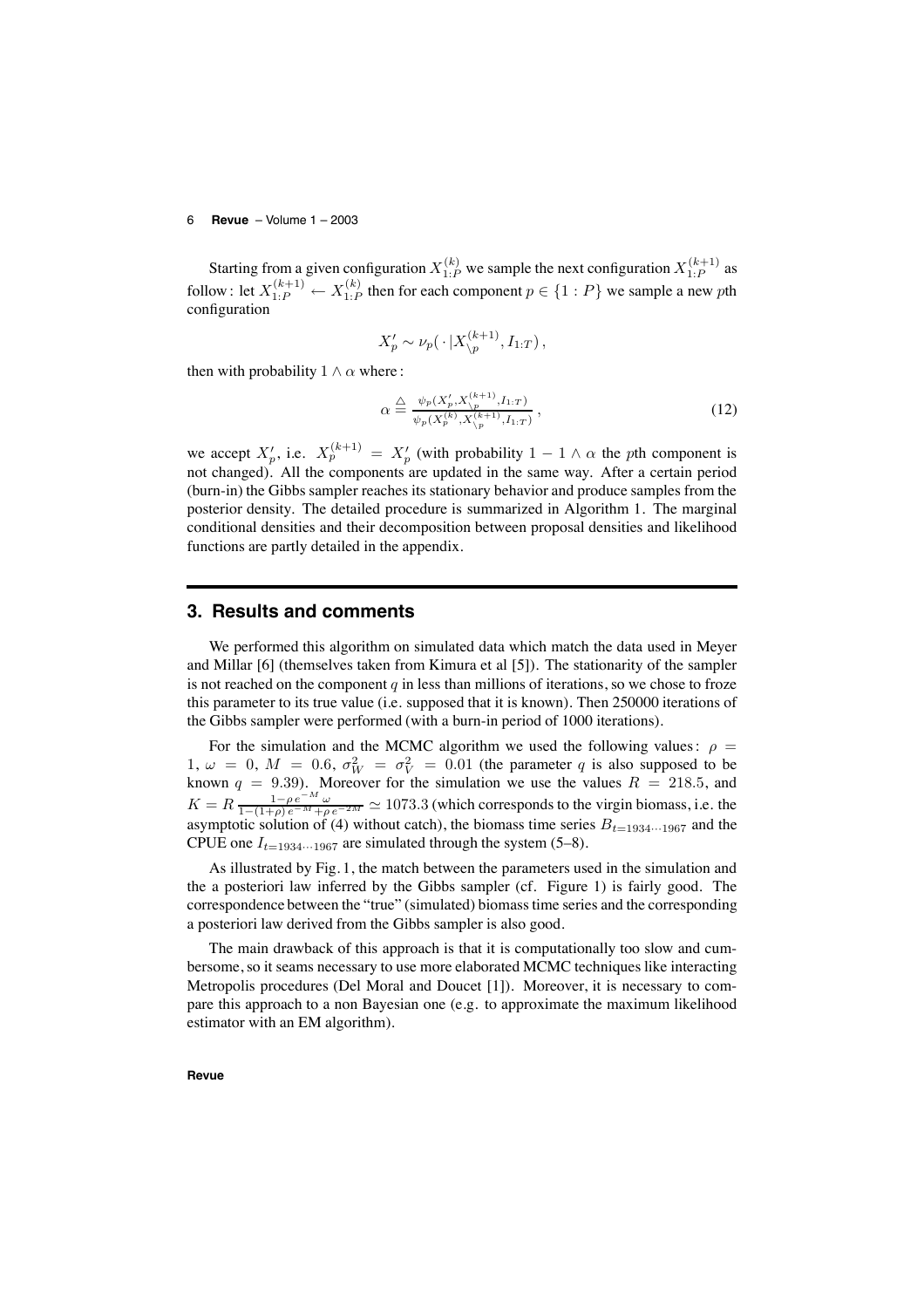Starting from a given configuration $X_{1:P}^{(k)}$ we sample the next configuration $X_{1:P}^{(k+1)}$ as follow : let $X_{1:P}^{(k+1)} \leftarrow X_{1:P}^{(k)}$ then for each component $p \in \{1:P\}$ we sample a new $p$th configuration

$$X'_p \sim \nu_p(\,\cdot\,|X_{\setminus p}^{(k+1)}, I_{1:T})\,,$$

then with probability $1 \wedge \alpha$ where :

$$\alpha \stackrel{\triangle}{=} \frac{\psi_p(X'_p, X_{\setminus p}^{(k+1)}, I_{1:T})}{\psi_p(X_p^{(k)}, X_{\setminus p}^{(k+1)}, I_{1:T})}\,, \tag{12}$$

we accept $X'_p$, i.e. $X_p^{(k+1)} = X'_p$ (with probability $1 - 1 \wedge \alpha$ the $p$th component is not changed). All the components are updated in the same way. After a certain period (burn-in) the Gibbs sampler reaches its stationary behavior and produce samples from the posterior density. The detailed procedure is summarized in Algorithm 1. The marginal conditional densities and their decomposition between proposal densities and likelihood functions are partly detailed in the appendix.

## 3. Results and comments

We performed this algorithm on simulated data which match the data used in Meyer and Millar [6] (themselves taken from Kimura et al [5]). The stationarity of the sampler is not reached on the component $q$ in less than millions of iterations, so we chose to froze this parameter to its true value (i.e. supposed that it is known). Then 250000 iterations of the Gibbs sampler were performed (with a burn-in period of 1000 iterations).

For the simulation and the MCMC algorithm we used the following values : $\rho = 1$, $\omega = 0$, $M = 0.6$, $\sigma_W^2 = \sigma_V^2 = 0.01$ (the parameter $q$ is also supposed to be known $q = 9.39$). Moreover for the simulation we use the values $R = 218.5$, and $K = R\,\frac{1-\rho\,e^{-M}\,\omega}{1-(1+\rho)\,e^{-M}+\rho\,e^{-2M}} \simeq 1073.3$ (which corresponds to the virgin biomass, i.e. the asymptotic solution of (4) without catch), the biomass time series $B_{t=1934\cdots1967}$ and the CPUE one $I_{t=1934\cdots1967}$ are simulated through the system (5–8).

As illustrated by Fig. 1, the match between the parameters used in the simulation and the a posteriori law inferred by the Gibbs sampler (cf. Figure 1) is fairly good. The correspondence between the "true" (simulated) biomass time series and the corresponding a posteriori law derived from the Gibbs sampler is also good.

The main drawback of this approach is that it is computationally too slow and cumbersome, so it seams necessary to use more elaborated MCMC techniques like interacting Metropolis procedures (Del Moral and Doucet [1]). Moreover, it is necessary to compare this approach to a non Bayesian one (e.g. to approximate the maximum likelihood estimator with an EM algorithm).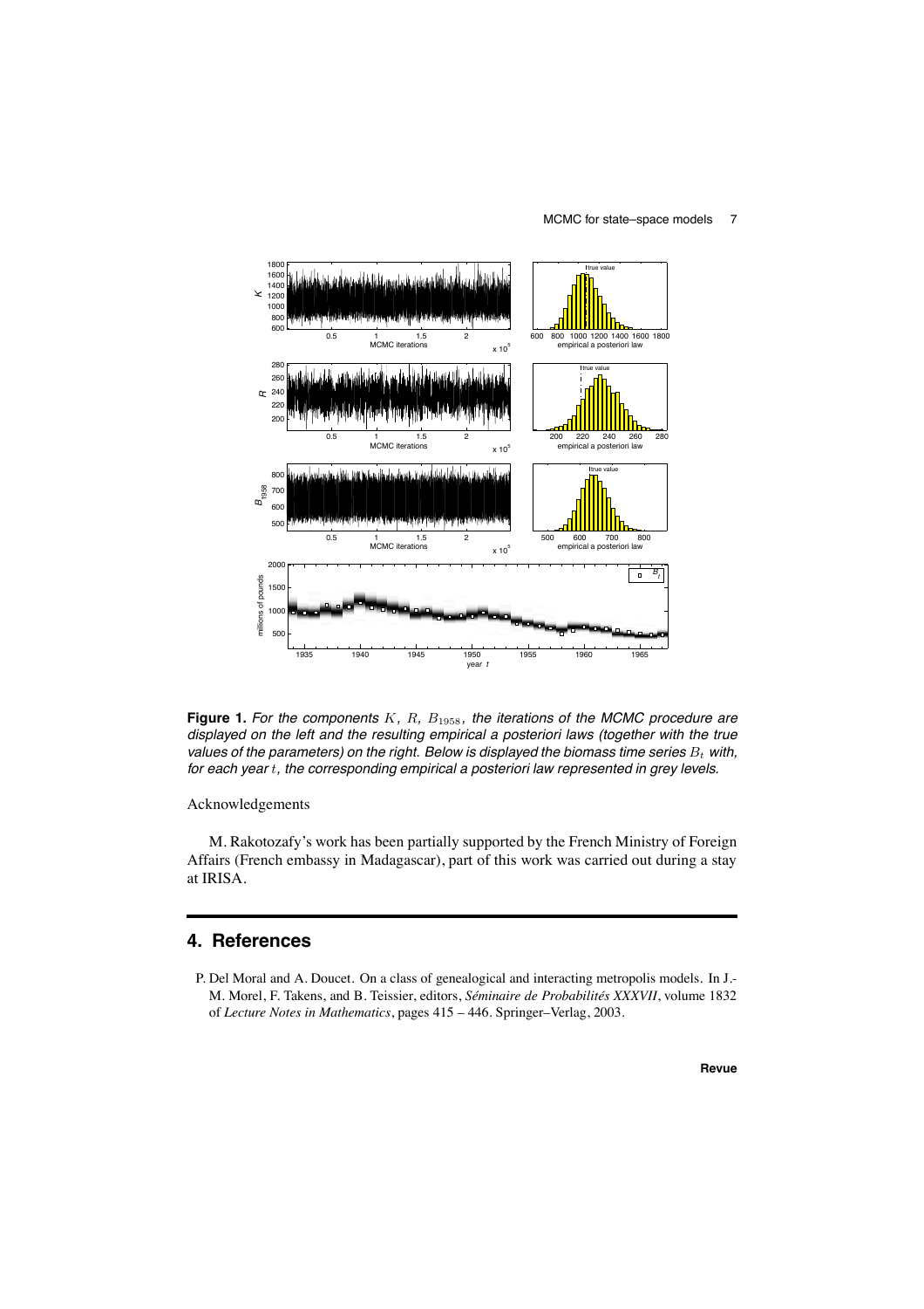**Figure 1.** *For the components $K$, $R$, $B_{1958}$, the iterations of the MCMC procedure are displayed on the left and the resulting empirical a posteriori laws (together with the true values of the parameters) on the right. Below is displayed the biomass time series $B_t$ with, for each year $t$, the corresponding empirical a posteriori law represented in grey levels.*

Acknowledgements

M. Rakotozafy's work has been partially supported by the French Ministry of Foreign Affairs (French embassy in Madagascar), part of this work was carried out during a stay at IRISA.

## 4. References

P. Del Moral and A. Doucet. On a class of genealogical and interacting metropolis models. In J.-M. Morel, F. Takens, and B. Teissier, editors, *Séminaire de Probabilités XXXVII*, volume 1832 of *Lecture Notes in Mathematics*, pages 415 – 446. Springer–Verlag, 2003.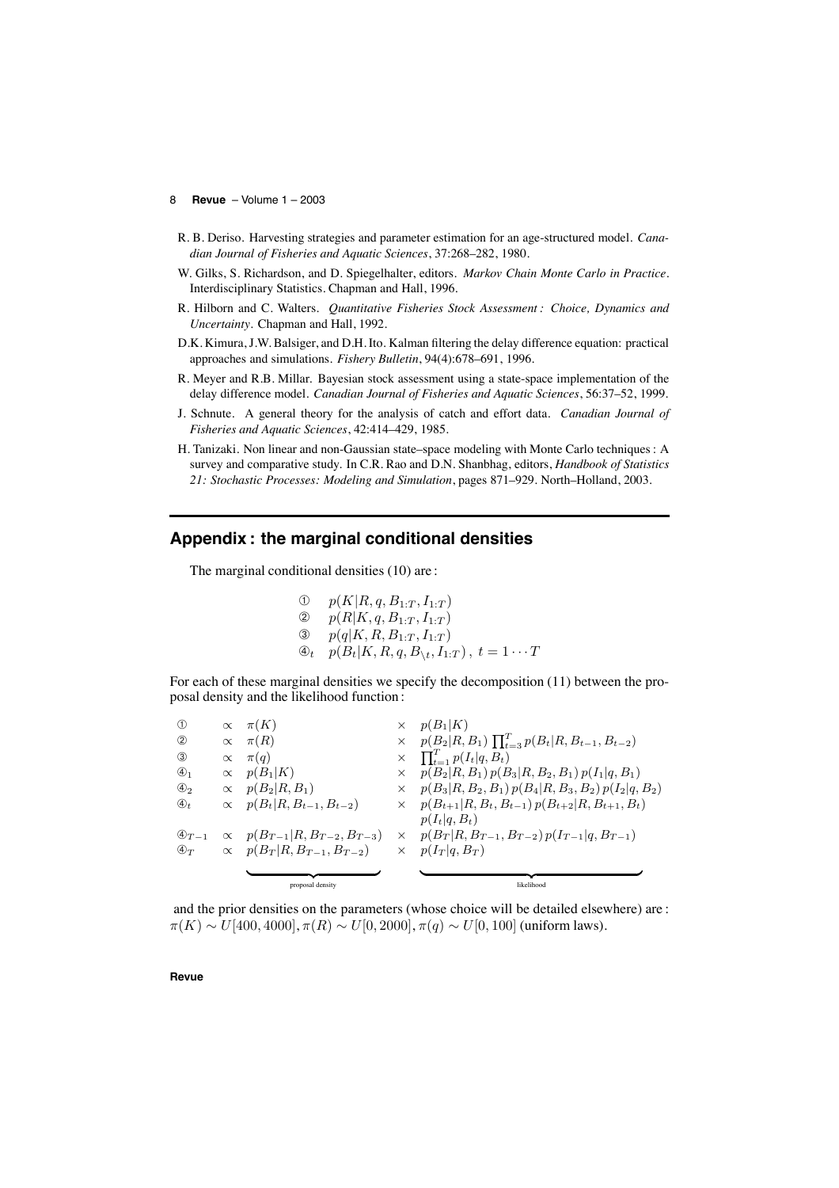R. B. Deriso. Harvesting strategies and parameter estimation for an age-structured model. *Canadian Journal of Fisheries and Aquatic Sciences*, 37:268–282, 1980.

W. Gilks, S. Richardson, and D. Spiegelhalter, editors. *Markov Chain Monte Carlo in Practice*. Interdisciplinary Statistics. Chapman and Hall, 1996.

R. Hilborn and C. Walters. *Quantitative Fisheries Stock Assessment : Choice, Dynamics and Uncertainty*. Chapman and Hall, 1992.

D.K. Kimura, J.W. Balsiger, and D.H. Ito. Kalman filtering the delay difference equation: practical approaches and simulations. *Fishery Bulletin*, 94(4):678–691, 1996.

R. Meyer and R.B. Millar. Bayesian stock assessment using a state-space implementation of the delay difference model. *Canadian Journal of Fisheries and Aquatic Sciences*, 56:37–52, 1999.

J. Schnute. A general theory for the analysis of catch and effort data. *Canadian Journal of Fisheries and Aquatic Sciences*, 42:414–429, 1985.

H. Tanizaki. Non linear and non-Gaussian state–space modeling with Monte Carlo techniques : A survey and comparative study. In C.R. Rao and D.N. Shanbhag, editors, *Handbook of Statistics 21: Stochastic Processes: Modeling and Simulation*, pages 871–929. North–Holland, 2003.

## Appendix : the marginal conditional densities

The marginal conditional densities (10) are :

$$
\begin{array}{ll}
① & p(K|R, q, B_{1:T}, I_{1:T}) \\
② & p(R|K, q, B_{1:T}, I_{1:T}) \\
③ & p(q|K, R, B_{1:T}, I_{1:T}) \\
④_t & p(B_t|K, R, q, B_{\setminus t}, I_{1:T}),\ t = 1 \cdots T
\end{array}
$$

For each of these marginal densities we specify the decomposition (11) between the proposal density and the likelihood function :

$$
\begin{array}{llllll}
① & \propto & \pi(K) & \times & p(B_1|K) \\
② & \propto & \pi(R) & \times & p(B_2|R, B_1) \prod_{t=3}^{T} p(B_t|R, B_{t-1}, B_{t-2}) \\
③ & \propto & \pi(q) & \times & \prod_{t=1}^{T} p(I_t|q, B_t) \\
④_1 & \propto & p(B_1|K) & \times & p(B_2|R, B_1)\, p(B_3|R, B_2, B_1)\, p(I_1|q, B_1) \\
④_2 & \propto & p(B_2|R, B_1) & \times & p(B_3|R, B_2, B_1)\, p(B_4|R, B_3, B_2)\, p(I_2|q, B_2) \\
④_t & \propto & p(B_t|R, B_{t-1}, B_{t-2}) & \times & p(B_{t+1}|R, B_t, B_{t-1})\, p(B_{t+2}|R, B_{t+1}, B_t) \\
 & & & & p(I_t|q, B_t) \\
④_{T-1} & \propto & p(B_{T-1}|R, B_{T-2}, B_{T-3}) & \times & p(B_T|R, B_{T-1}, B_{T-2})\, p(I_{T-1}|q, B_{T-1}) \\
④_T & \propto & p(B_T|R, B_{T-1}, B_{T-2}) & \times & p(I_T|q, B_T) \\
 & & \underbrace{\hspace{4cm}}_{\text{proposal density}} & & \underbrace{\hspace{7cm}}_{\text{likelihood}}
\end{array}
$$

and the prior densities on the parameters (whose choice will be detailed elsewhere) are : $\pi(K) \sim U[400, 4000], \pi(R) \sim U[0, 2000], \pi(q) \sim U[0, 100]$ (uniform laws).